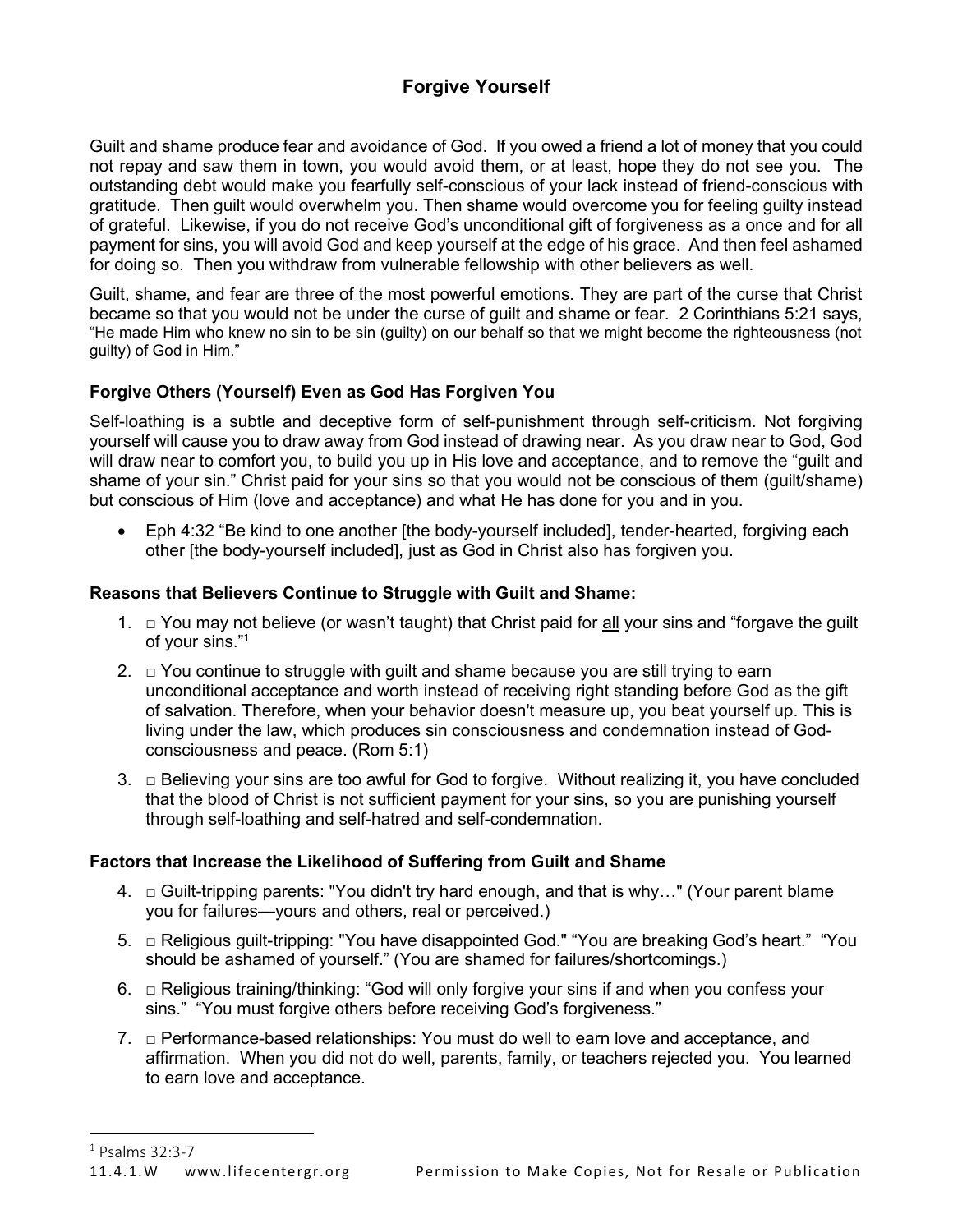# Forgive Yourself

Guilt and shame produce fear and avoidance of God. If you owed a friend a lot of money that you could not repay and saw them in town, you would avoid them, or at least, hope they do not see you. The outstanding debt would make you fearfully self-conscious of your lack instead of friend-conscious with gratitude. Then guilt would overwhelm you. Then shame would overcome you for feeling guilty instead of grateful. Likewise, if you do not receive God's unconditional gift of forgiveness as a once and for all payment for sins, you will avoid God and keep yourself at the edge of his grace. And then feel ashamed for doing so. Then you withdraw from vulnerable fellowship with other believers as well.

Guilt, shame, and fear are three of the most powerful emotions. They are part of the curse that Christ became so that you would not be under the curse of guilt and shame or fear. 2 Corinthians 5:21 says, "He made Him who knew no sin to be sin (guilty) on our behalf so that we might become the righteousness (not guilty) of God in Him."

### Forgive Others (Yourself) Even as God Has Forgiven You

Self-loathing is a subtle and deceptive form of self-punishment through self-criticism. Not forgiving yourself will cause you to draw away from God instead of drawing near. As you draw near to God, God will draw near to comfort you, to build you up in His love and acceptance, and to remove the "guilt and shame of your sin." Christ paid for your sins so that you would not be conscious of them (guilt/shame) but conscious of Him (love and acceptance) and what He has done for you and in you.

- Eph 4:32 "Be kind to one another [the body-yourself included], tender-hearted, forgiving each other [the body-yourself included], just as God in Christ also has forgiven you.

### Reasons that Believers Continue to Struggle with Guilt and Shame:

1. □ You may not believe (or wasn't taught) that Christ paid for <u>all</u> your sins and "forgave the guilt of your sins."[1]
2. □ You continue to struggle with guilt and shame because you are still trying to earn unconditional acceptance and worth instead of receiving right standing before God as the gift of salvation. Therefore, when your behavior doesn't measure up, you beat yourself up. This is living under the law, which produces sin consciousness and condemnation instead of God-consciousness and peace. (Rom 5:1)
3. □ Believing your sins are too awful for God to forgive. Without realizing it, you have concluded that the blood of Christ is not sufficient payment for your sins, so you are punishing yourself through self-loathing and self-hatred and self-condemnation.

### Factors that Increase the Likelihood of Suffering from Guilt and Shame

4. □ Guilt-tripping parents: "You didn't try hard enough, and that is why…" (Your parent blame you for failures—yours and others, real or perceived.)
5. □ Religious guilt-tripping: "You have disappointed God." "You are breaking God's heart." "You should be ashamed of yourself." (You are shamed for failures/shortcomings.)
6. □ Religious training/thinking: "God will only forgive your sins if and when you confess your sins." "You must forgive others before receiving God's forgiveness."
7. □ Performance-based relationships: You must do well to earn love and acceptance, and affirmation. When you did not do well, parents, family, or teachers rejected you. You learned to earn love and acceptance.

---

[1] Psalms 32:3-7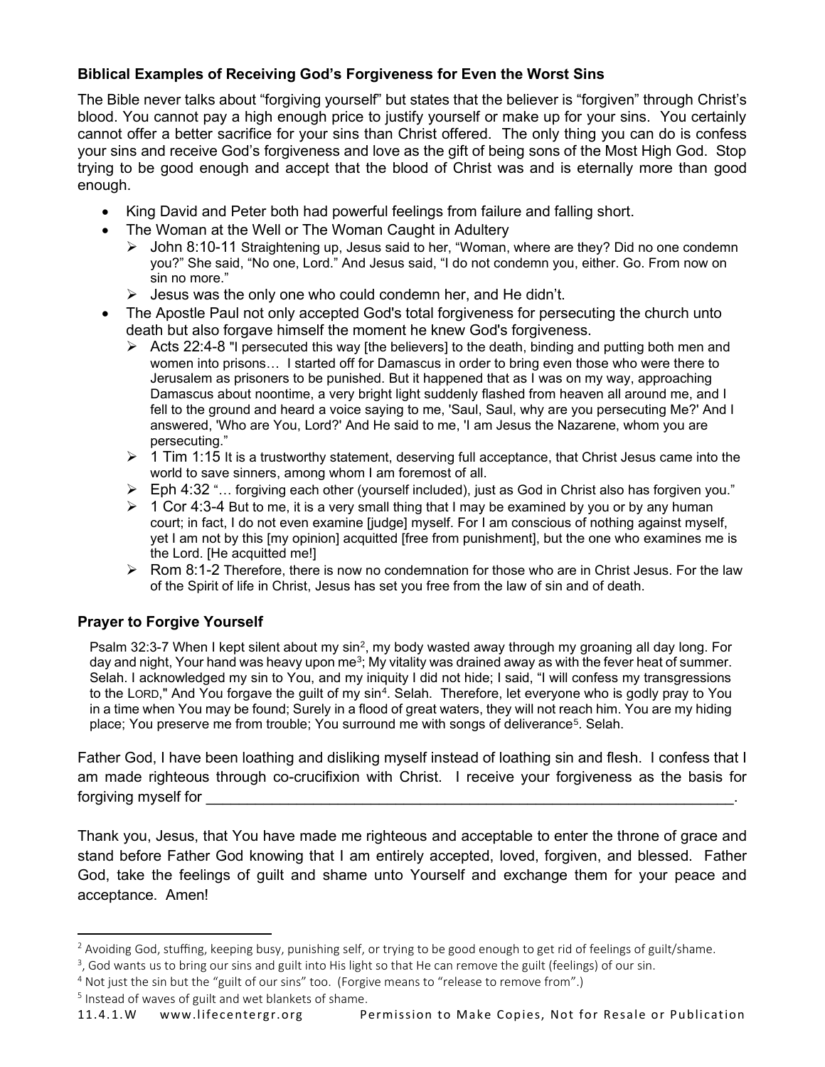### Biblical Examples of Receiving God's Forgiveness for Even the Worst Sins

The Bible never talks about "forgiving yourself" but states that the believer is "forgiven" through Christ's blood. You cannot pay a high enough price to justify yourself or make up for your sins. You certainly cannot offer a better sacrifice for your sins than Christ offered. The only thing you can do is confess your sins and receive God's forgiveness and love as the gift of being sons of the Most High God. Stop trying to be good enough and accept that the blood of Christ was and is eternally more than good enough.

- King David and Peter both had powerful feelings from failure and falling short.
- The Woman at the Well or The Woman Caught in Adultery
  - John 8:10-11 Straightening up, Jesus said to her, "Woman, where are they? Did no one condemn you?" She said, "No one, Lord." And Jesus said, "I do not condemn you, either. Go. From now on sin no more."
  - Jesus was the only one who could condemn her, and He didn't.
- The Apostle Paul not only accepted God's total forgiveness for persecuting the church unto death but also forgave himself the moment he knew God's forgiveness.
  - Acts 22:4-8 "I persecuted this way [the believers] to the death, binding and putting both men and women into prisons… I started off for Damascus in order to bring even those who were there to Jerusalem as prisoners to be punished. But it happened that as I was on my way, approaching Damascus about noontime, a very bright light suddenly flashed from heaven all around me, and I fell to the ground and heard a voice saying to me, 'Saul, Saul, why are you persecuting Me?' And I answered, 'Who are You, Lord?' And He said to me, 'I am Jesus the Nazarene, whom you are persecuting."
  - 1 Tim 1:15 It is a trustworthy statement, deserving full acceptance, that Christ Jesus came into the world to save sinners, among whom I am foremost of all.
  - Eph 4:32 "… forgiving each other (yourself included), just as God in Christ also has forgiven you."
  - 1 Cor 4:3-4 But to me, it is a very small thing that I may be examined by you or by any human court; in fact, I do not even examine [judge] myself. For I am conscious of nothing against myself, yet I am not by this [my opinion] acquitted [free from punishment], but the one who examines me is the Lord. [He acquitted me!]
  - Rom 8:1-2 Therefore, there is now no condemnation for those who are in Christ Jesus. For the law of the Spirit of life in Christ, Jesus has set you free from the law of sin and of death.

### Prayer to Forgive Yourself

Psalm 32:3-7 When I kept silent about my sin[2], my body wasted away through my groaning all day long. For day and night, Your hand was heavy upon me[3]; My vitality was drained away as with the fever heat of summer. Selah. I acknowledged my sin to You, and my iniquity I did not hide; I said, "I will confess my transgressions to the LORD," And You forgave the guilt of my sin[4]. Selah. Therefore, let everyone who is godly pray to You in a time when You may be found; Surely in a flood of great waters, they will not reach him. You are my hiding place; You preserve me from trouble; You surround me with songs of deliverance[5]. Selah.

Father God, I have been loathing and disliking myself instead of loathing sin and flesh. I confess that I am made righteous through co-crucifixion with Christ. I receive your forgiveness as the basis for forgiving myself for ___________________________________________________________________.

Thank you, Jesus, that You have made me righteous and acceptable to enter the throne of grace and stand before Father God knowing that I am entirely accepted, loved, forgiven, and blessed. Father God, take the feelings of guilt and shame unto Yourself and exchange them for your peace and acceptance. Amen!

---

[2] Avoiding God, stuffing, keeping busy, punishing self, or trying to be good enough to get rid of feelings of guilt/shame.

[3], God wants us to bring our sins and guilt into His light so that He can remove the guilt (feelings) of our sin.

[4] Not just the sin but the "guilt of our sins" too. (Forgive means to "release to remove from".)

[5] Instead of waves of guilt and wet blankets of shame.

11.4.1.W www.lifecentergr.org Permission to Make Copies, Not for Resale or Publication